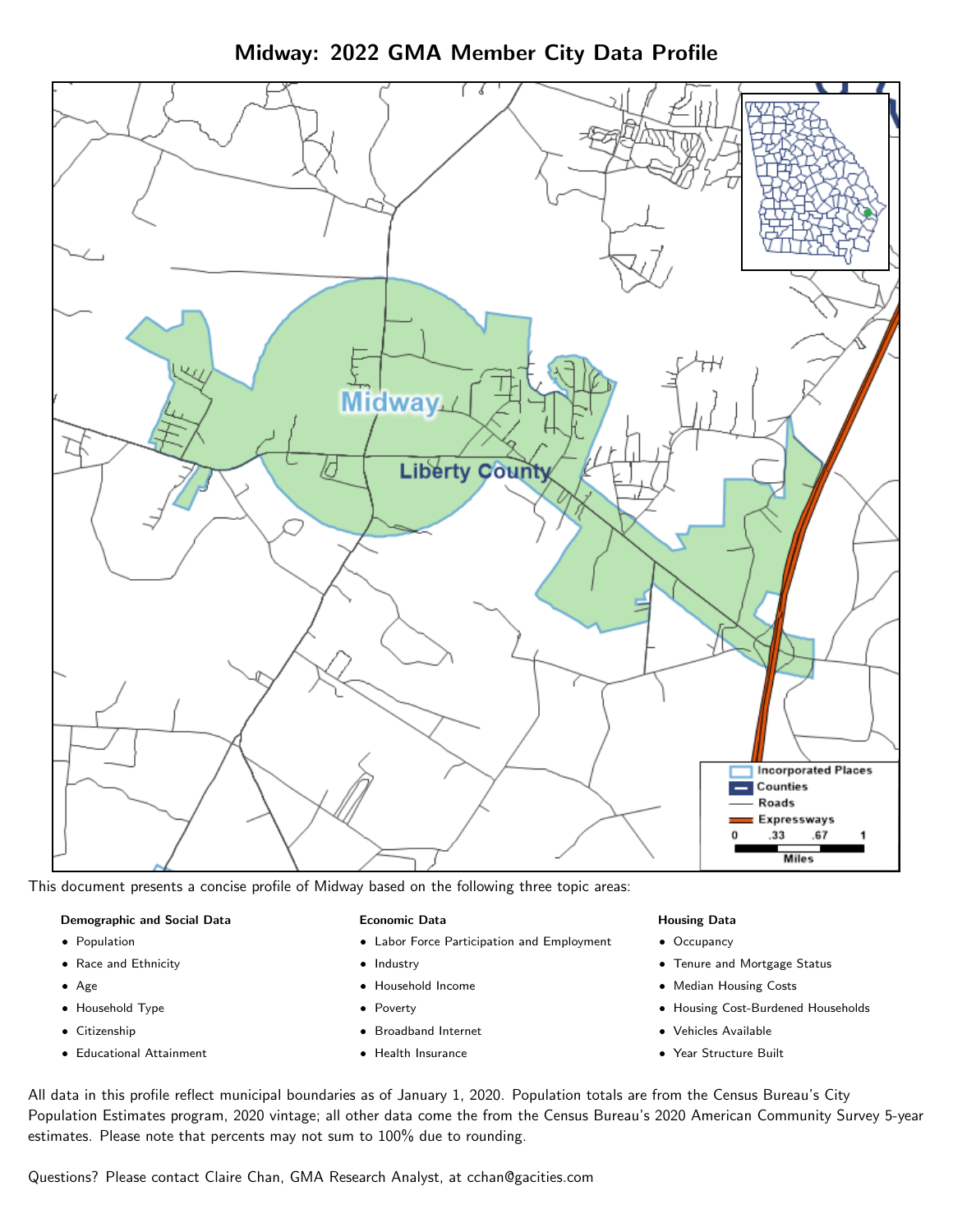# Midway: 2022 GMA Member City Data Profile

This document presents a concise profile of Midway based on the following three topic areas:

**Demographic and Social Data**

- Population
- Race and Ethnicity
- Age
- Household Type
- Citizenship
- Educational Attainment

**Economic Data**

- Labor Force Participation and Employment
- Industry
- Household Income
- Poverty
- Broadband Internet
- Health Insurance

**Housing Data**

- Occupancy
- Tenure and Mortgage Status
- Median Housing Costs
- Housing Cost-Burdened Households
- Vehicles Available
- Year Structure Built

All data in this profile reflect municipal boundaries as of January 1, 2020. Population totals are from the Census Bureau's City Population Estimates program, 2020 vintage; all other data come the from the Census Bureau's 2020 American Community Survey 5-year estimates. Please note that percents may not sum to 100% due to rounding.

Questions? Please contact Claire Chan, GMA Research Analyst, at cchan@gacities.com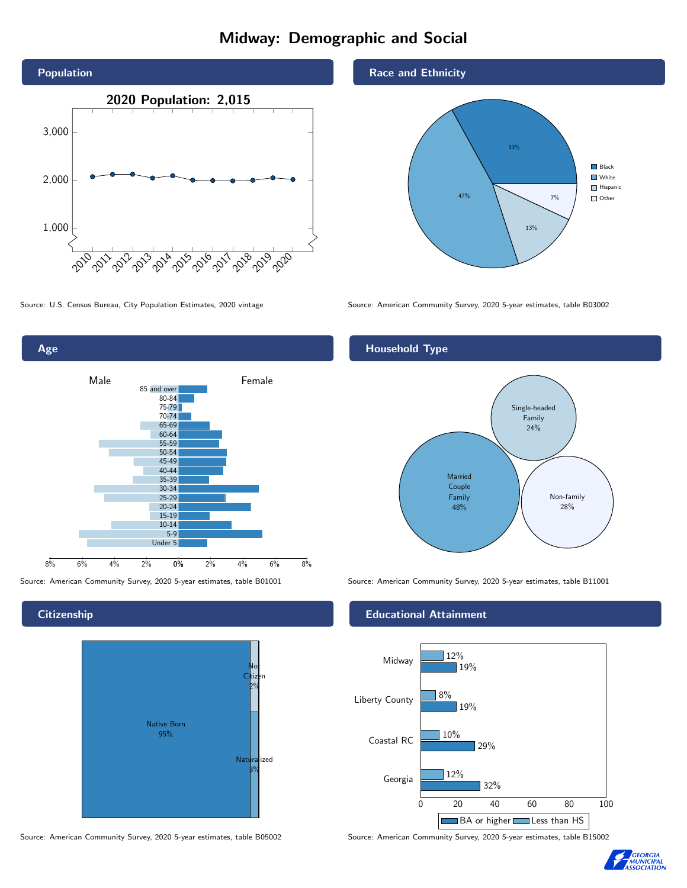# Midway: Demographic and Social

## Population

**2020 Population: 2,015**

Source: U.S. Census Bureau, City Population Estimates, 2020 vintage

## Race and Ethnicity

| Group | Percent |
|---|---|
| Black | 33% |
| White | 47% |
| Hispanic | 13% |
| Other | 7% |

Source: American Community Survey, 2020 5-year estimates, table B03002

## Age

Male / Female

Age groups: 85 and over, 80-84, 75-79, 70-74, 65-69, 60-64, 55-59, 50-54, 45-49, 40-44, 35-39, 30-34, 25-29, 20-24, 15-19, 10-14, 5-9, Under 5

Source: American Community Survey, 2020 5-year estimates, table B01001

## Household Type

| Household Type | Percent |
|---|---|
| Married Couple Family | 48% |
| Single-headed Family | 24% |
| Non-family | 28% |

Source: American Community Survey, 2020 5-year estimates, table B11001

## Citizenship

| Status | Percent |
|---|---|
| Native Born | 95% |
| Not Citizen | 2% |
| Naturalized | 3% |

Source: American Community Survey, 2020 5-year estimates, table B05002

## Educational Attainment

| Area | Less than HS | BA or higher |
|---|---|---|
| Midway | 12% | 19% |
| Liberty County | 8% | 19% |
| Coastal RC | 10% | 29% |
| Georgia | 12% | 32% |

Source: American Community Survey, 2020 5-year estimates, table B15002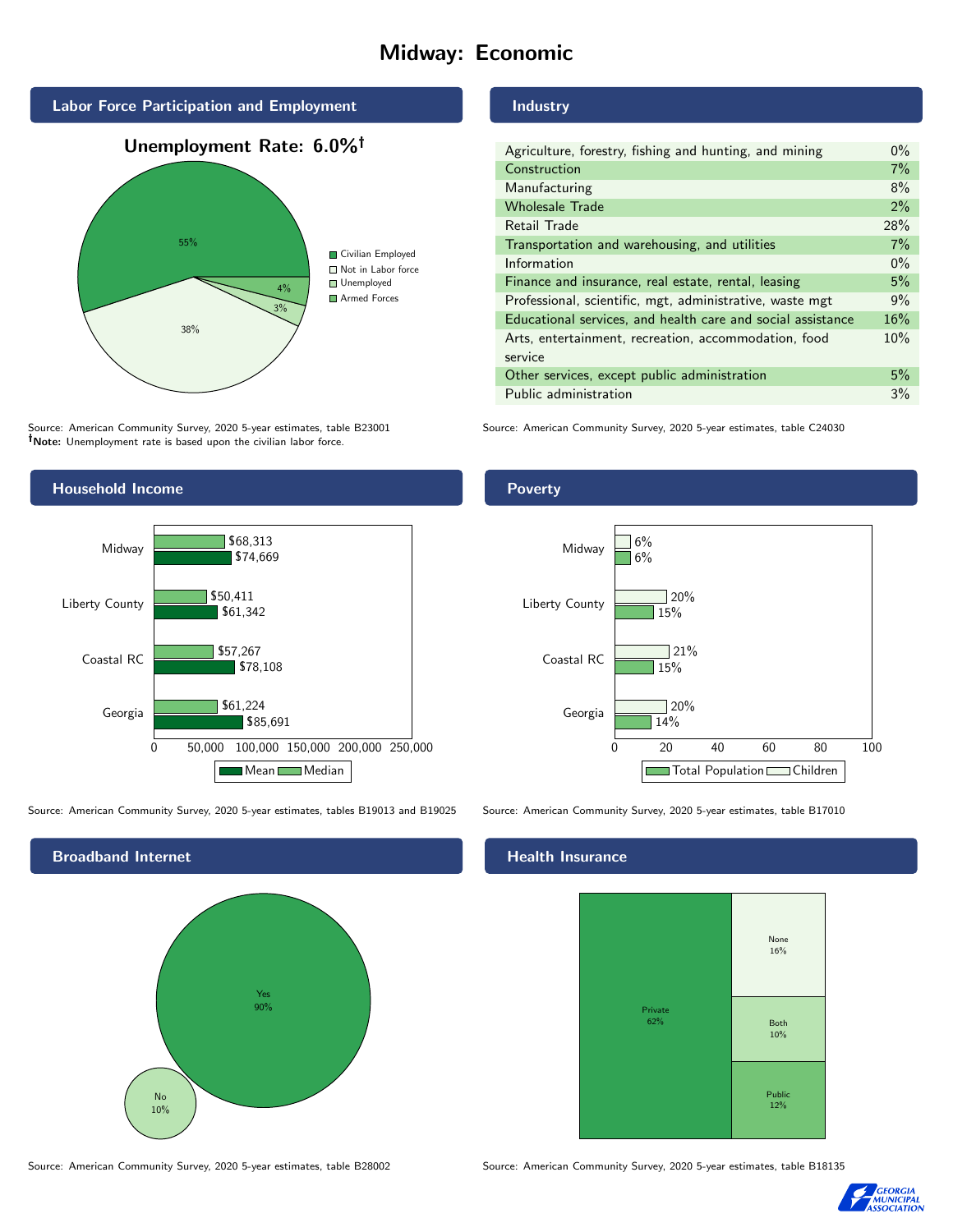# Midway: Economic

## Labor Force Participation and Employment

**Unemployment Rate: 6.0%†**

| Category | Percent |
|---|---|
| Civilian Employed | 55% |
| Not in Labor force | 38% |
| Unemployed | 3% |
| Armed Forces | 4% |

Source: American Community Survey, 2020 5-year estimates, table B23001
**†Note:** Unemployment rate is based upon the civilian labor force.

## Industry

| Industry | Percent |
|---|---|
| Agriculture, forestry, fishing and hunting, and mining | 0% |
| Construction | 7% |
| Manufacturing | 8% |
| Wholesale Trade | 2% |
| Retail Trade | 28% |
| Transportation and warehousing, and utilities | 7% |
| Information | 0% |
| Finance and insurance, real estate, rental, leasing | 5% |
| Professional, scientific, mgt, administrative, waste mgt | 9% |
| Educational services, and health care and social assistance | 16% |
| Arts, entertainment, recreation, accommodation, food service | 10% |
| Other services, except public administration | 5% |
| Public administration | 3% |

Source: American Community Survey, 2020 5-year estimates, table C24030

## Household Income

| Area | Median | Mean |
|---|---|---|
| Midway | $68,313 | $74,669 |
| Liberty County | $50,411 | $61,342 |
| Coastal RC | $57,267 | $78,108 |
| Georgia | $61,224 | $85,691 |

Source: American Community Survey, 2020 5-year estimates, tables B19013 and B19025

## Poverty

| Area | Children | Total Population |
|---|---|---|
| Midway | 6% | 6% |
| Liberty County | 20% | 15% |
| Coastal RC | 21% | 15% |
| Georgia | 20% | 14% |

Source: American Community Survey, 2020 5-year estimates, table B17010

## Broadband Internet

| Response | Percent |
|---|---|
| Yes | 90% |
| No | 10% |

Source: American Community Survey, 2020 5-year estimates, table B28002

## Health Insurance

| Type | Percent |
|---|---|
| Private | 62% |
| None | 16% |
| Both | 10% |
| Public | 12% |

Source: American Community Survey, 2020 5-year estimates, table B18135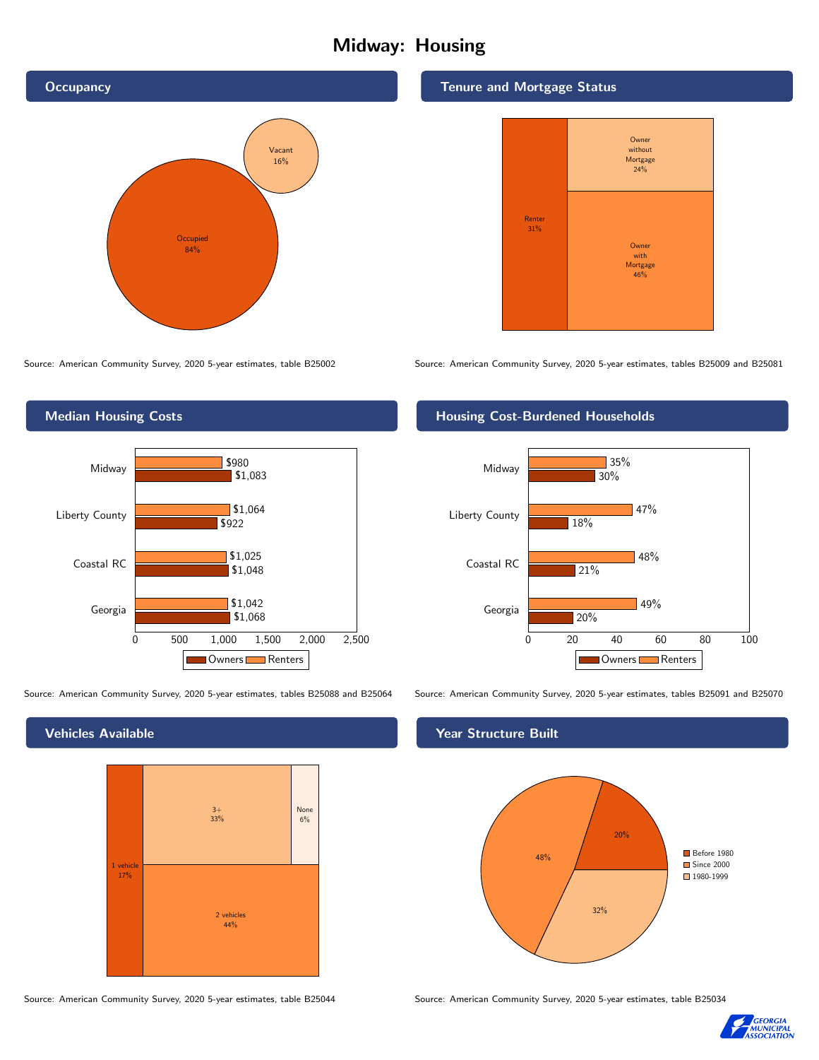# Midway: Housing

## Occupancy

Vacant
16%

Occupied
84%

Source: American Community Survey, 2020 5-year estimates, table B25002

## Tenure and Mortgage Status

Renter
31%

Owner
without
Mortgage
24%

Owner
with
Mortgage
46%

Source: American Community Survey, 2020 5-year estimates, tables B25009 and B25081

## Median Housing Costs

Midway
$980
$1,083

Liberty County
$1,064
$922

Coastal RC
$1,025
$1,048

Georgia
$1,042
$1,068

0 500 1,000 1,500 2,000 2,500

Owners Renters

Source: American Community Survey, 2020 5-year estimates, tables B25088 and B25064

## Housing Cost-Burdened Households

Midway
35%
30%

Liberty County
47%
18%

Coastal RC
48%
21%

Georgia
49%
20%

0 20 40 60 80 100

Owners Renters

Source: American Community Survey, 2020 5-year estimates, tables B25091 and B25070

## Vehicles Available

1 vehicle
17%

3+
33%

None
6%

2 vehicles
44%

Source: American Community Survey, 2020 5-year estimates, table B25044

## Year Structure Built

20%

48%

32%

Before 1980
Since 2000
1980-1999

Source: American Community Survey, 2020 5-year estimates, table B25034

GEORGIA MUNICIPAL ASSOCIATION